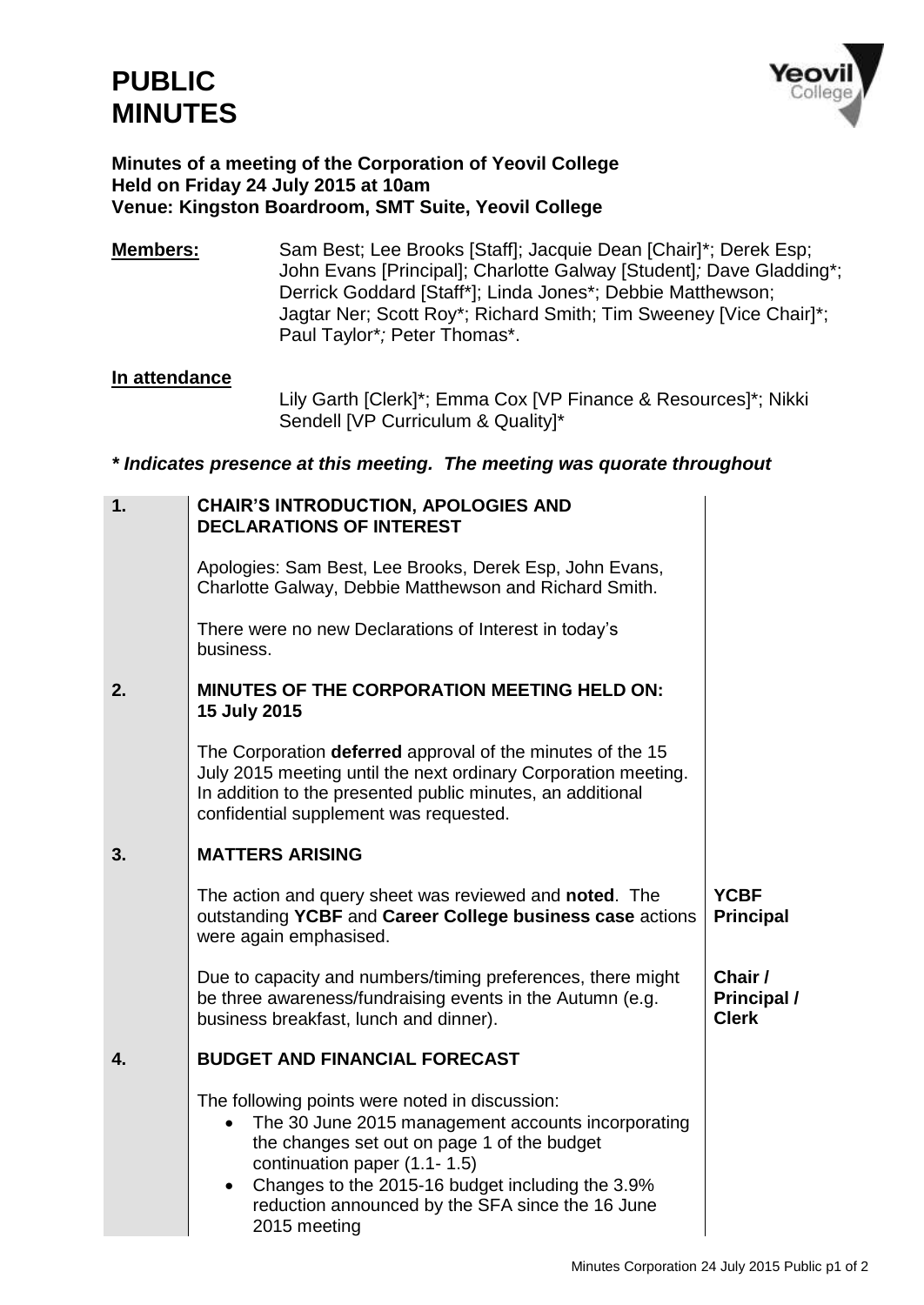# PUBLIC MINUTES

**Minutes of a meeting of the Corporation of Yeovil College**
**Held on Friday 24 July 2015 at 10am**
**Venue: Kingston Boardroom, SMT Suite, Yeovil College**

**Members:** Sam Best; Lee Brooks [Staff]; Jacquie Dean [Chair]*; Derek Esp; John Evans [Principal]; Charlotte Galway [Student]; Dave Gladding*; Derrick Goddard [Staff*]; Linda Jones*; Debbie Matthewson; Jagtar Ner; Scott Roy*; Richard Smith; Tim Sweeney [Vice Chair]*; Paul Taylor*; Peter Thomas*.

**In attendance**

Lily Garth [Clerk]*; Emma Cox [VP Finance & Resources]*; Nikki Sendell [VP Curriculum & Quality]*

***\* Indicates presence at this meeting. The meeting was quorate throughout***

| | | |
|---|---|---|
| **1.** | **CHAIR'S INTRODUCTION, APOLOGIES AND DECLARATIONS OF INTEREST** | |
| | Apologies: Sam Best, Lee Brooks, Derek Esp, John Evans, Charlotte Galway, Debbie Matthewson and Richard Smith. | |
| | There were no new Declarations of Interest in today's business. | |
| **2.** | **MINUTES OF THE CORPORATION MEETING HELD ON: 15 July 2015** | |
| | The Corporation **deferred** approval of the minutes of the 15 July 2015 meeting until the next ordinary Corporation meeting. In addition to the presented public minutes, an additional confidential supplement was requested. | |
| **3.** | **MATTERS ARISING** | |
| | The action and query sheet was reviewed and **noted**. The outstanding **YCBF** and **Career College business case** actions were again emphasised. | **YCBF Principal** |
| | Due to capacity and numbers/timing preferences, there might be three awareness/fundraising events in the Autumn (e.g. business breakfast, lunch and dinner). | **Chair / Principal / Clerk** |
| **4.** | **BUDGET AND FINANCIAL FORECAST** | |
| | The following points were noted in discussion:<br>• The 30 June 2015 management accounts incorporating the changes set out on page 1 of the budget continuation paper (1.1- 1.5)<br>• Changes to the 2015-16 budget including the 3.9% reduction announced by the SFA since the 16 June 2015 meeting | |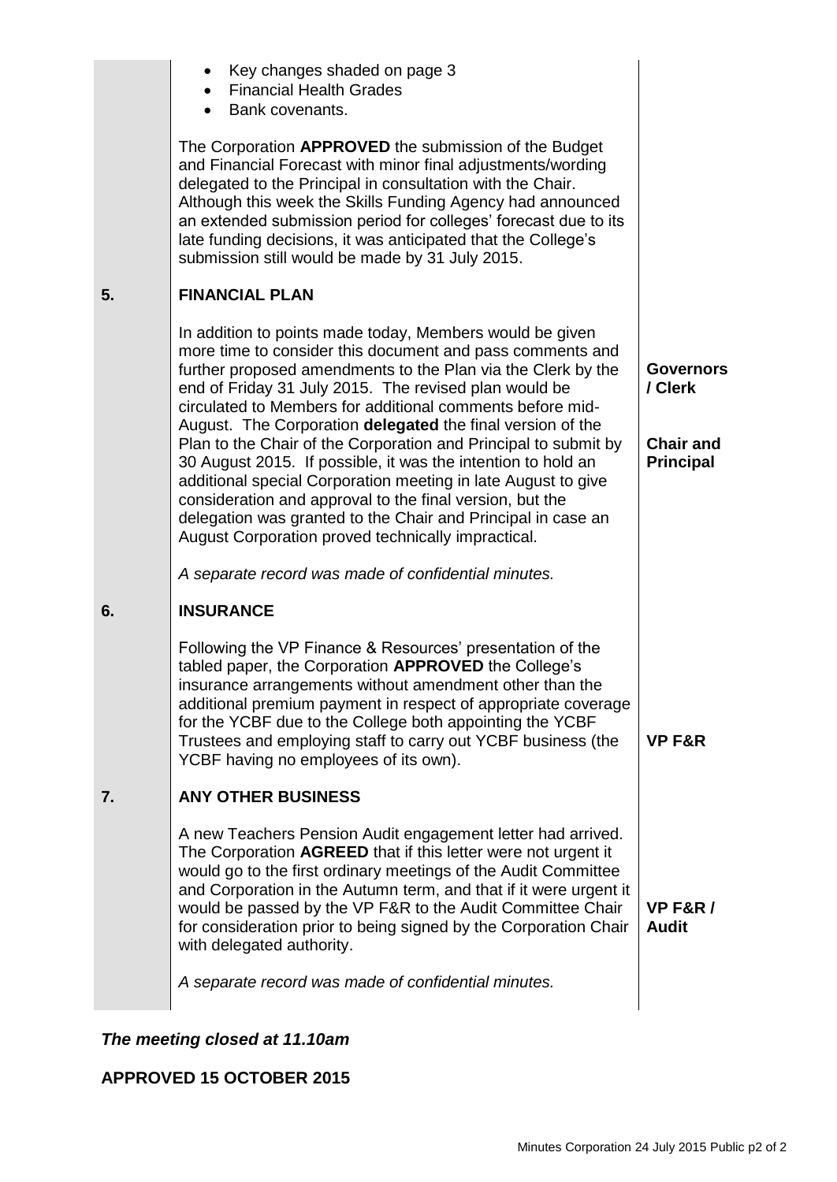| | | |
|---|---|---|
| | • Key changes shaded on page 3<br>• Financial Health Grades<br>• Bank covenants.<br><br>The Corporation **APPROVED** the submission of the Budget and Financial Forecast with minor final adjustments/wording delegated to the Principal in consultation with the Chair. Although this week the Skills Funding Agency had announced an extended submission period for colleges' forecast due to its late funding decisions, it was anticipated that the College's submission still would be made by 31 July 2015. | |
| **5.** | **FINANCIAL PLAN** | |
| | In addition to points made today, Members would be given more time to consider this document and pass comments and further proposed amendments to the Plan via the Clerk by the end of Friday 31 July 2015. The revised plan would be circulated to Members for additional comments before mid-August. The Corporation **delegated** the final version of the Plan to the Chair of the Corporation and Principal to submit by 30 August 2015. If possible, it was the intention to hold an additional special Corporation meeting in late August to give consideration and approval to the final version, but the delegation was granted to the Chair and Principal in case an August Corporation proved technically impractical.<br><br>*A separate record was made of confidential minutes.* | **Governors / Clerk**<br><br>**Chair and Principal** |
| **6.** | **INSURANCE** | |
| | Following the VP Finance & Resources' presentation of the tabled paper, the Corporation **APPROVED** the College's insurance arrangements without amendment other than the additional premium payment in respect of appropriate coverage for the YCBF due to the College both appointing the YCBF Trustees and employing staff to carry out YCBF business (the YCBF having no employees of its own). | **VP F&R** |
| **7.** | **ANY OTHER BUSINESS** | |
| | A new Teachers Pension Audit engagement letter had arrived. The Corporation **AGREED** that if this letter were not urgent it would go to the first ordinary meetings of the Audit Committee and Corporation in the Autumn term, and that if it were urgent it would be passed by the VP F&R to the Audit Committee Chair for consideration prior to being signed by the Corporation Chair with delegated authority.<br><br>*A separate record was made of confidential minutes.* | **VP F&R / Audit** |

***The meeting closed at 11.10am***

**APPROVED 15 OCTOBER 2015**